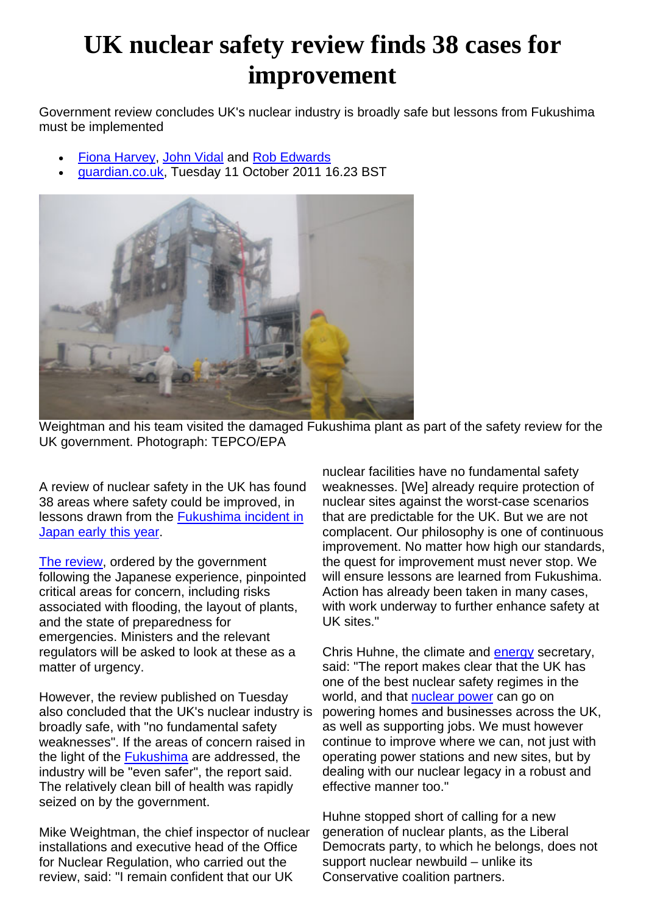# UK nuclear safety review finds 38 cases for improvement

Government review concludes UK's nuclear industry is broadly safe but lessons from Fukushima must be implemented

- Fiona Harvey, John Vidal and Rob Edwards
- guardian.co.uk, Tuesday 11 October 2011 16.23 BST

Weightman and his team visited the damaged Fukushima plant as part of the safety review for the UK government. Photograph: TEPCO/EPA

A review of nuclear safety in the UK has found 38 areas where safety could be improved, in lessons drawn from the Fukushima incident in Japan early this year.

The review, ordered by the government following the Japanese experience, pinpointed critical areas for concern, including risks associated with flooding, the layout of plants, and the state of preparedness for emergencies. Ministers and the relevant regulators will be asked to look at these as a matter of urgency.

However, the review published on Tuesday also concluded that the UK's nuclear industry is broadly safe, with "no fundamental safety weaknesses". If the areas of concern raised in the light of the Fukushima are addressed, the industry will be "even safer", the report said. The relatively clean bill of health was rapidly seized on by the government.

Mike Weightman, the chief inspector of nuclear installations and executive head of the Office for Nuclear Regulation, who carried out the review, said: "I remain confident that our UK nuclear facilities have no fundamental safety weaknesses. [We] already require protection of nuclear sites against the worst-case scenarios that are predictable for the UK. But we are not complacent. Our philosophy is one of continuous improvement. No matter how high our standards, the quest for improvement must never stop. We will ensure lessons are learned from Fukushima. Action has already been taken in many cases, with work underway to further enhance safety at UK sites."

Chris Huhne, the climate and energy secretary, said: "The report makes clear that the UK has one of the best nuclear safety regimes in the world, and that nuclear power can go on powering homes and businesses across the UK, as well as supporting jobs. We must however continue to improve where we can, not just with operating power stations and new sites, but by dealing with our nuclear legacy in a robust and effective manner too."

Huhne stopped short of calling for a new generation of nuclear plants, as the Liberal Democrats party, to which he belongs, does not support nuclear newbuild – unlike its Conservative coalition partners.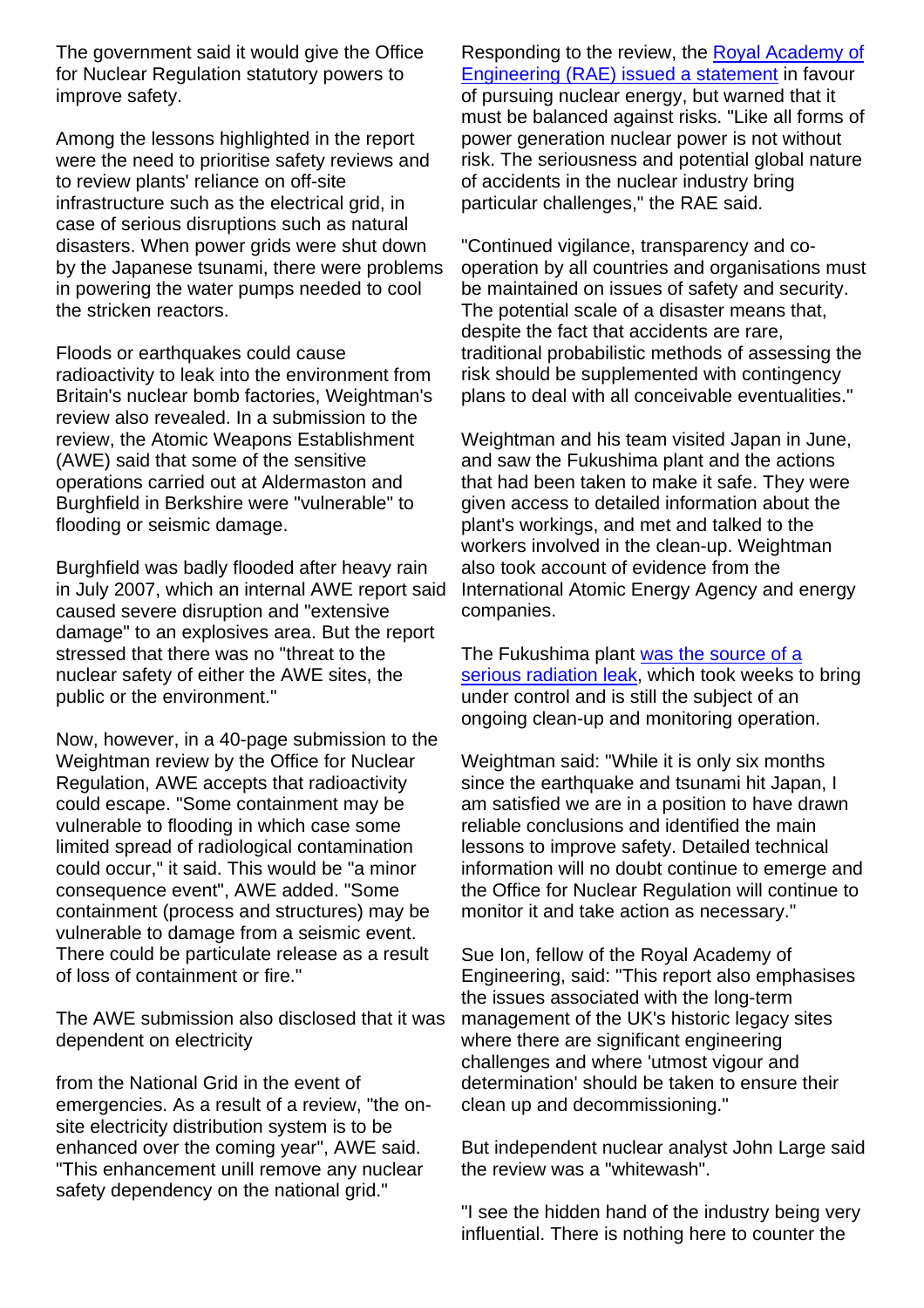The government said it would give the Office for Nuclear Regulation statutory powers to improve safety.

Among the lessons highlighted in the report were the need to prioritise safety reviews and to review plants' reliance on off-site infrastructure such as the electrical grid, in case of serious disruptions such as natural disasters. When power grids were shut down by the Japanese tsunami, there were problems in powering the water pumps needed to cool the stricken reactors.

Floods or earthquakes could cause radioactivity to leak into the environment from Britain's nuclear bomb factories, Weightman's review also revealed. In a submission to the review, the Atomic Weapons Establishment (AWE) said that some of the sensitive operations carried out at Aldermaston and Burghfield in Berkshire were "vulnerable" to flooding or seismic damage.

Burghfield was badly flooded after heavy rain in July 2007, which an internal AWE report said caused severe disruption and "extensive damage" to an explosives area. But the report stressed that there was no "threat to the nuclear safety of either the AWE sites, the public or the environment."

Now, however, in a 40-page submission to the Weightman review by the Office for Nuclear Regulation, AWE accepts that radioactivity could escape. "Some containment may be vulnerable to flooding in which case some limited spread of radiological contamination could occur," it said. This would be "a minor consequence event", AWE added. "Some containment (process and structures) may be vulnerable to damage from a seismic event. There could be particulate release as a result of loss of containment or fire."

The AWE submission also disclosed that it was dependent on electricity

from the National Grid in the event of emergencies. As a result of a review, "the on-site electricity distribution system is to be enhanced over the coming year", AWE said. "This enhancement unill remove any nuclear safety dependency on the national grid."

Responding to the review, the [Royal Academy of Engineering (RAE) issued a statement]() in favour of pursuing nuclear energy, but warned that it must be balanced against risks. "Like all forms of power generation nuclear power is not without risk. The seriousness and potential global nature of accidents in the nuclear industry bring particular challenges," the RAE said.

"Continued vigilance, transparency and co-operation by all countries and organisations must be maintained on issues of safety and security. The potential scale of a disaster means that, despite the fact that accidents are rare, traditional probabilistic methods of assessing the risk should be supplemented with contingency plans to deal with all conceivable eventualities."

Weightman and his team visited Japan in June, and saw the Fukushima plant and the actions that had been taken to make it safe. They were given access to detailed information about the plant's workings, and met and talked to the workers involved in the clean-up. Weightman also took account of evidence from the International Atomic Energy Agency and energy companies.

The Fukushima plant [was the source of a serious radiation leak](), which took weeks to bring under control and is still the subject of an ongoing clean-up and monitoring operation.

Weightman said: "While it is only six months since the earthquake and tsunami hit Japan, I am satisfied we are in a position to have drawn reliable conclusions and identified the main lessons to improve safety. Detailed technical information will no doubt continue to emerge and the Office for Nuclear Regulation will continue to monitor it and take action as necessary."

Sue Ion, fellow of the Royal Academy of Engineering, said: "This report also emphasises the issues associated with the long-term management of the UK's historic legacy sites where there are significant engineering challenges and where 'utmost vigour and determination' should be taken to ensure their clean up and decommissioning."

But independent nuclear analyst John Large said the review was a "whitewash".

"I see the hidden hand of the industry being very influential. There is nothing here to counter the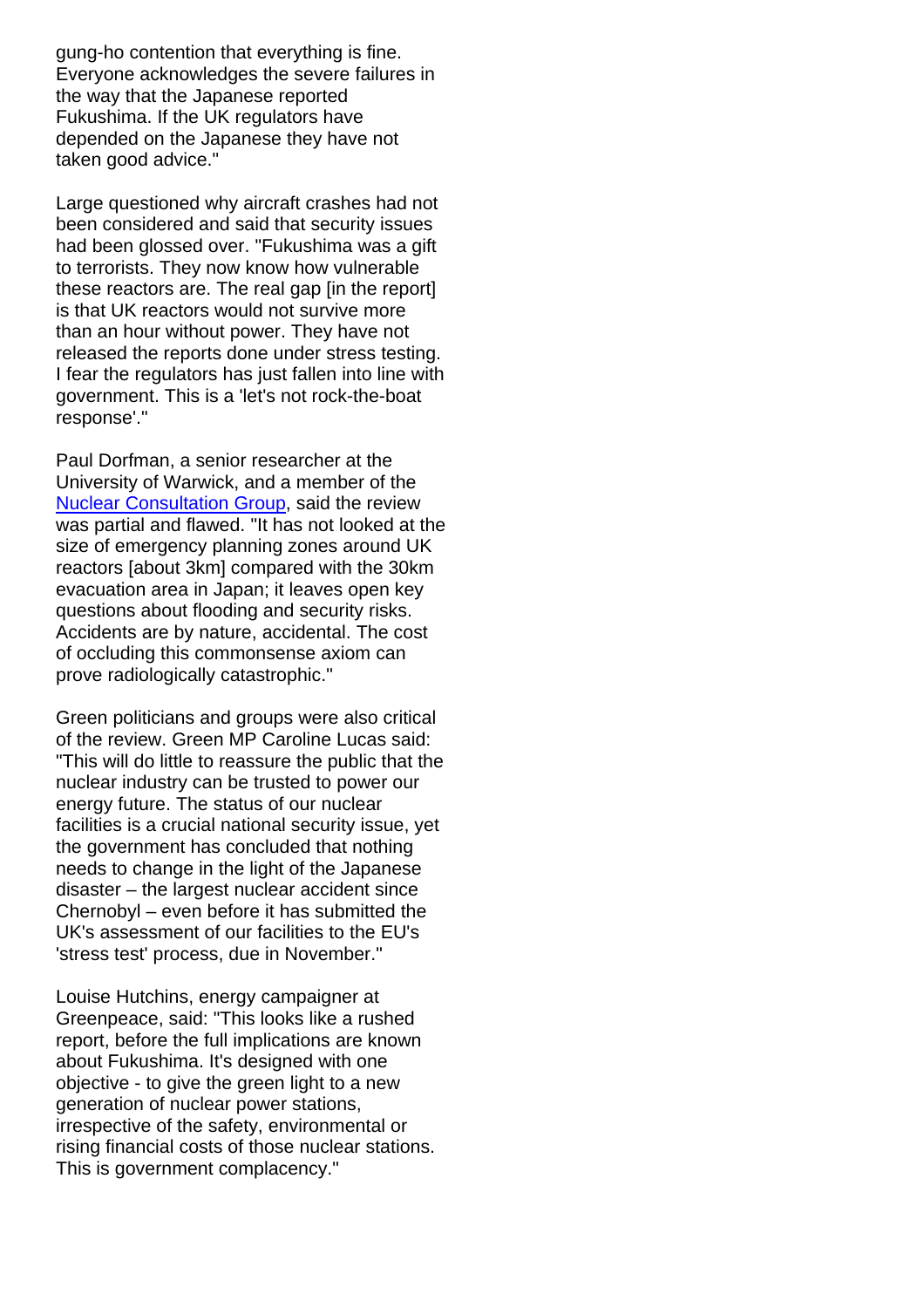gung-ho contention that everything is fine. Everyone acknowledges the severe failures in the way that the Japanese reported Fukushima. If the UK regulators have depended on the Japanese they have not taken good advice."

Large questioned why aircraft crashes had not been considered and said that security issues had been glossed over. "Fukushima was a gift to terrorists. They now know how vulnerable these reactors are. The real gap [in the report] is that UK reactors would not survive more than an hour without power. They have not released the reports done under stress testing. I fear the regulators has just fallen into line with government. This is a 'let's not rock-the-boat response'."

Paul Dorfman, a senior researcher at the University of Warwick, and a member of the Nuclear Consultation Group, said the review was partial and flawed. "It has not looked at the size of emergency planning zones around UK reactors [about 3km] compared with the 30km evacuation area in Japan; it leaves open key questions about flooding and security risks. Accidents are by nature, accidental. The cost of occluding this commonsense axiom can prove radiologically catastrophic."

Green politicians and groups were also critical of the review. Green MP Caroline Lucas said: "This will do little to reassure the public that the nuclear industry can be trusted to power our energy future. The status of our nuclear facilities is a crucial national security issue, yet the government has concluded that nothing needs to change in the light of the Japanese disaster – the largest nuclear accident since Chernobyl – even before it has submitted the UK's assessment of our facilities to the EU's 'stress test' process, due in November."

Louise Hutchins, energy campaigner at Greenpeace, said: "This looks like a rushed report, before the full implications are known about Fukushima. It's designed with one objective - to give the green light to a new generation of nuclear power stations, irrespective of the safety, environmental or rising financial costs of those nuclear stations. This is government complacency."